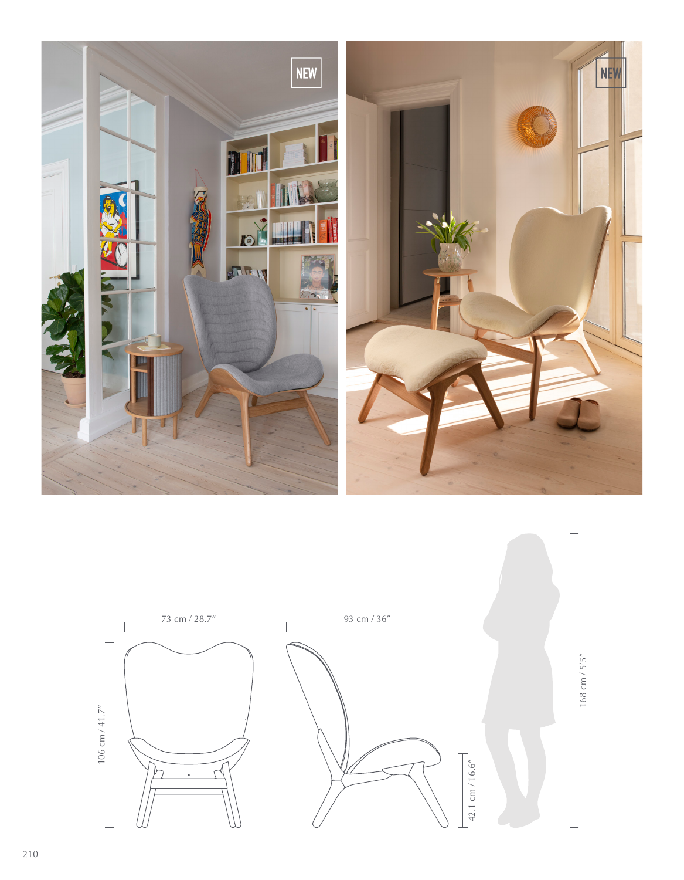NEW

NEW

73 cm / 28.7″

93 cm / 36″

106 cm / 41.7″

42.1 cm / 16.6″

168 cm / 5′5″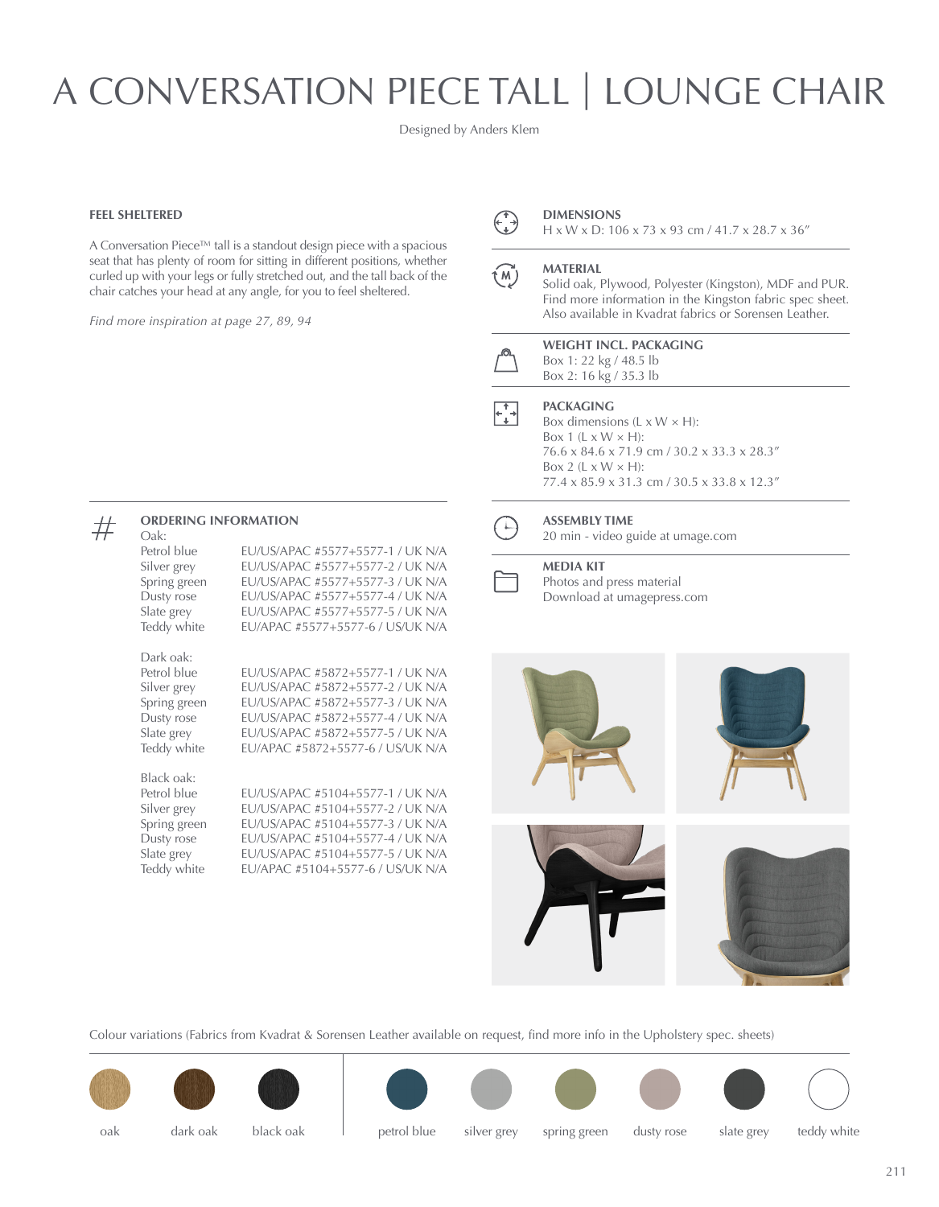# A CONVERSATION PIECE TALL | LOUNGE CHAIR

Designed by Anders Klem

### FEEL SHELTERED

A Conversation Piece™ tall is a standout design piece with a spacious seat that has plenty of room for sitting in different positions, whether curled up with your legs or fully stretched out, and the tall back of the chair catches your head at any angle, for you to feel sheltered.

*Find more inspiration at page 27, 89, 94*

### DIMENSIONS

H x W x D: 106 x 73 x 93 cm / 41.7 x 28.7 x 36"

### MATERIAL

Solid oak, Plywood, Polyester (Kingston), MDF and PUR. Find more information in the Kingston fabric spec sheet. Also available in Kvadrat fabrics or Sorensen Leather.

### WEIGHT INCL. PACKAGING

Box 1: 22 kg / 48.5 lb
Box 2: 16 kg / 35.3 lb

### PACKAGING

Box dimensions (L x W × H):
Box 1 (L x W × H):
76.6 x 84.6 x 71.9 cm / 30.2 x 33.3 x 28.3"
Box 2 (L x W × H):
77.4 x 85.9 x 31.3 cm / 30.5 x 33.8 x 12.3"

### ORDERING INFORMATION

Oak:

| | |
|---|---|
| Petrol blue | EU/US/APAC #5577+5577-1 / UK N/A |
| Silver grey | EU/US/APAC #5577+5577-2 / UK N/A |
| Spring green | EU/US/APAC #5577+5577-3 / UK N/A |
| Dusty rose | EU/US/APAC #5577+5577-4 / UK N/A |
| Slate grey | EU/US/APAC #5577+5577-5 / UK N/A |
| Teddy white | EU/APAC #5577+5577-6 / US/UK N/A |

Dark oak:

| | |
|---|---|
| Petrol blue | EU/US/APAC #5872+5577-1 / UK N/A |
| Silver grey | EU/US/APAC #5872+5577-2 / UK N/A |
| Spring green | EU/US/APAC #5872+5577-3 / UK N/A |
| Dusty rose | EU/US/APAC #5872+5577-4 / UK N/A |
| Slate grey | EU/US/APAC #5872+5577-5 / UK N/A |
| Teddy white | EU/APAC #5872+5577-6 / US/UK N/A |

Black oak:

| | |
|---|---|
| Petrol blue | EU/US/APAC #5104+5577-1 / UK N/A |
| Silver grey | EU/US/APAC #5104+5577-2 / UK N/A |
| Spring green | EU/US/APAC #5104+5577-3 / UK N/A |
| Dusty rose | EU/US/APAC #5104+5577-4 / UK N/A |
| Slate grey | EU/US/APAC #5104+5577-5 / UK N/A |
| Teddy white | EU/APAC #5104+5577-6 / US/UK N/A |

### ASSEMBLY TIME

20 min - video guide at umage.com

### MEDIA KIT

Photos and press material
Download at umagepress.com

Colour variations (Fabrics from Kvadrat & Sorensen Leather available on request, find more info in the Upholstery spec. sheets)

oak | dark oak | black oak | petrol blue | silver grey | spring green | dusty rose | slate grey | teddy white